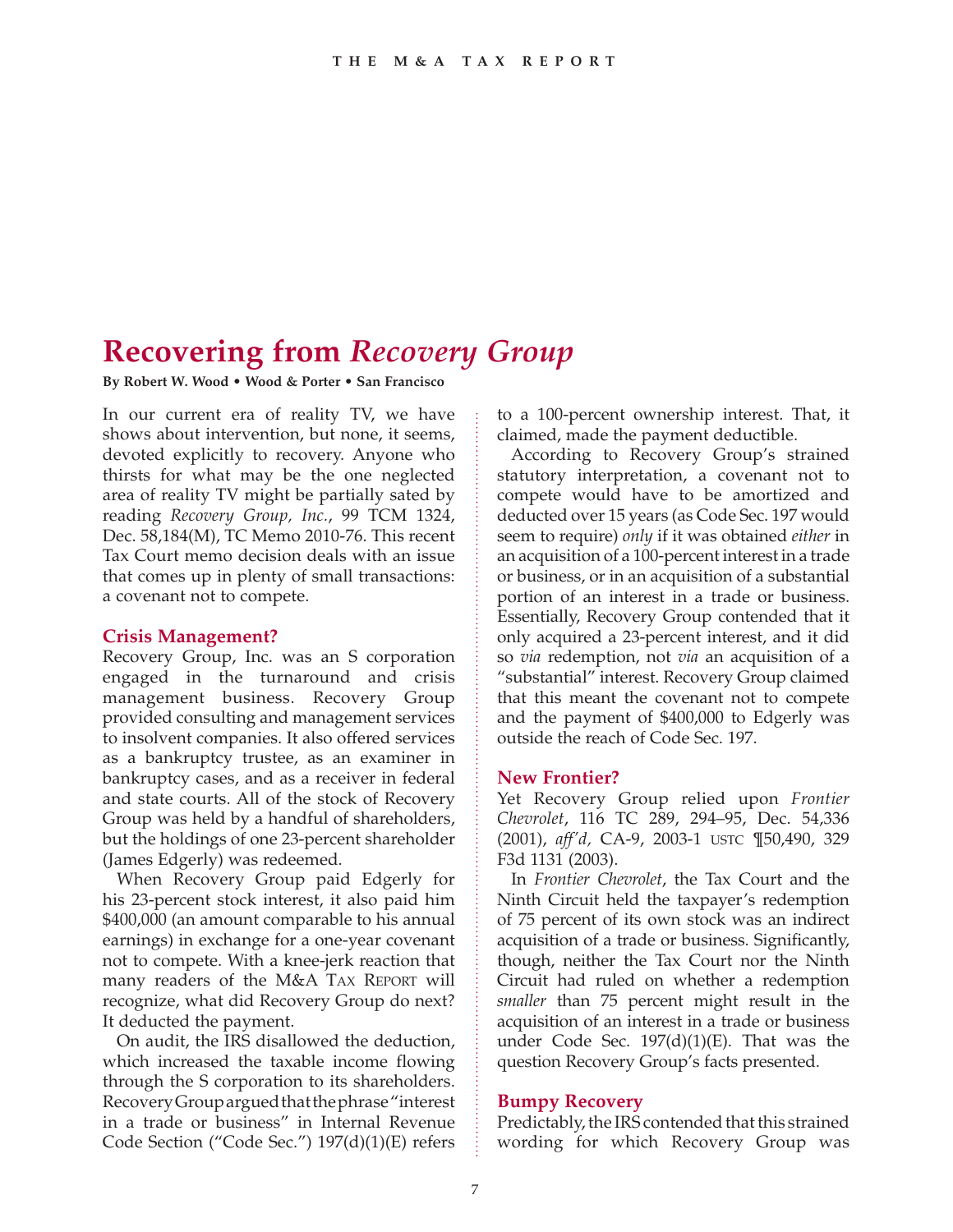# Recovering from *Recovery Group*

**By Robert W. Wood • Wood & Porter • San Francisco**

In our current era of reality TV, we have shows about intervention, but none, it seems, devoted explicitly to recovery. Anyone who thirsts for what may be the one neglected area of reality TV might be partially sated by reading *Recovery Group, Inc.*, 99 TCM 1324, Dec. 58,184(M), TC Memo 2010-76. This recent Tax Court memo decision deals with an issue that comes up in plenty of small transactions: a covenant not to compete.

### Crisis Management?

Recovery Group, Inc. was an S corporation engaged in the turnaround and crisis management business. Recovery Group provided consulting and management services to insolvent companies. It also offered services as a bankruptcy trustee, as an examiner in bankruptcy cases, and as a receiver in federal and state courts. All of the stock of Recovery Group was held by a handful of shareholders, but the holdings of one 23-percent shareholder (James Edgerly) was redeemed.

When Recovery Group paid Edgerly for his 23-percent stock interest, it also paid him $400,000 (an amount comparable to his annual earnings) in exchange for a one-year covenant not to compete. With a knee-jerk reaction that many readers of the M&A TAX REPORT will recognize, what did Recovery Group do next? It deducted the payment.

On audit, the IRS disallowed the deduction, which increased the taxable income flowing through the S corporation to its shareholders. Recovery Group argued that the phrase "interest in a trade or business" in Internal Revenue Code Section ("Code Sec.") 197(d)(1)(E) refers to a 100-percent ownership interest. That, it claimed, made the payment deductible.

According to Recovery Group's strained statutory interpretation, a covenant not to compete would have to be amortized and deducted over 15 years (as Code Sec. 197 would seem to require) *only* if it was obtained *either* in an acquisition of a 100-percent interest in a trade or business, or in an acquisition of a substantial portion of an interest in a trade or business. Essentially, Recovery Group contended that it only acquired a 23-percent interest, and it did so *via* redemption, not *via* an acquisition of a "substantial" interest. Recovery Group claimed that this meant the covenant not to compete and the payment of $400,000 to Edgerly was outside the reach of Code Sec. 197.

### New Frontier?

Yet Recovery Group relied upon *Frontier Chevrolet*, 116 TC 289, 294–95, Dec. 54,336 (2001), *aff'd*, CA-9, 2003-1 USTC ¶50,490, 329 F3d 1131 (2003).

In *Frontier Chevrolet*, the Tax Court and the Ninth Circuit held the taxpayer's redemption of 75 percent of its own stock was an indirect acquisition of a trade or business. Significantly, though, neither the Tax Court nor the Ninth Circuit had ruled on whether a redemption *smaller* than 75 percent might result in the acquisition of an interest in a trade or business under Code Sec. 197(d)(1)(E). That was the question Recovery Group's facts presented.

### Bumpy Recovery

Predictably, the IRS contended that this strained wording for which Recovery Group was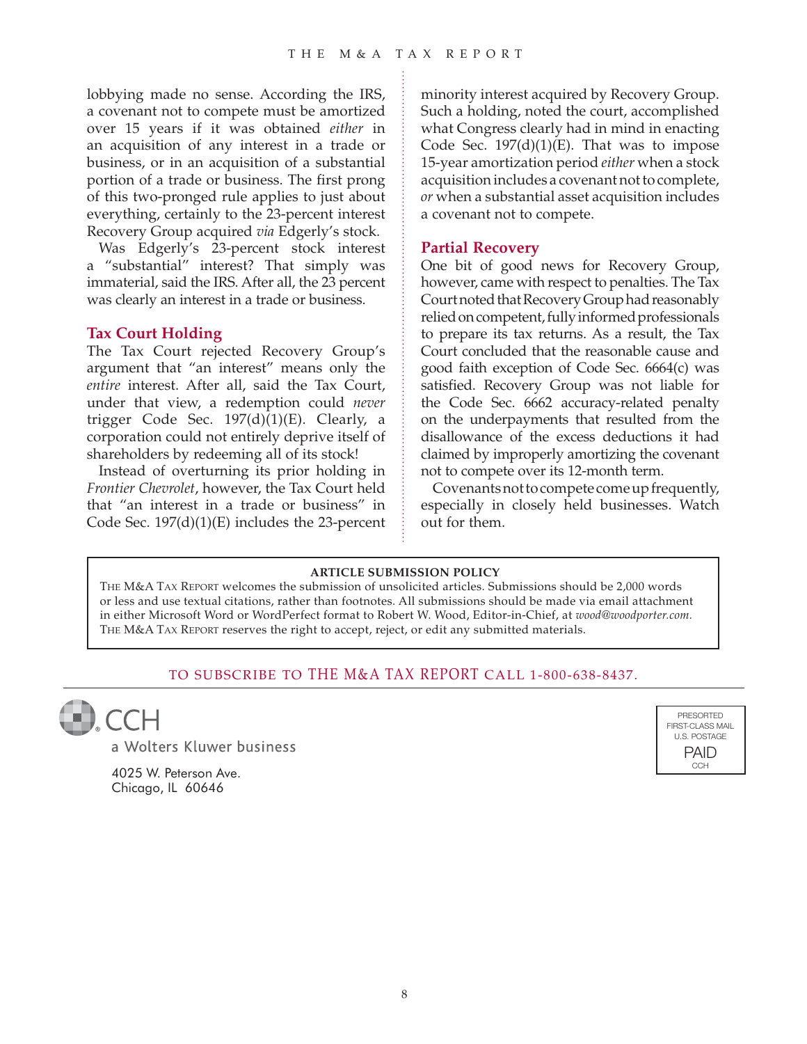lobbying made no sense. According the IRS, a covenant not to compete must be amortized over 15 years if it was obtained *either* in an acquisition of any interest in a trade or business, or in an acquisition of a substantial portion of a trade or business. The first prong of this two-pronged rule applies to just about everything, certainly to the 23-percent interest Recovery Group acquired *via* Edgerly's stock.

Was Edgerly's 23-percent stock interest a "substantial" interest? That simply was immaterial, said the IRS. After all, the 23 percent was clearly an interest in a trade or business.

## Tax Court Holding

The Tax Court rejected Recovery Group's argument that "an interest" means only the *entire* interest. After all, said the Tax Court, under that view, a redemption could *never* trigger Code Sec. 197(d)(1)(E). Clearly, a corporation could not entirely deprive itself of shareholders by redeeming all of its stock!

Instead of overturning its prior holding in *Frontier Chevrolet*, however, the Tax Court held that "an interest in a trade or business" in Code Sec. 197(d)(1)(E) includes the 23-percent minority interest acquired by Recovery Group. Such a holding, noted the court, accomplished what Congress clearly had in mind in enacting Code Sec. 197(d)(1)(E). That was to impose 15-year amortization period *either* when a stock acquisition includes a covenant not to complete, *or* when a substantial asset acquisition includes a covenant not to compete.

## Partial Recovery

One bit of good news for Recovery Group, however, came with respect to penalties. The Tax Court noted that Recovery Group had reasonably relied on competent, fully informed professionals to prepare its tax returns. As a result, the Tax Court concluded that the reasonable cause and good faith exception of Code Sec. 6664(c) was satisfied. Recovery Group was not liable for the Code Sec. 6662 accuracy-related penalty on the underpayments that resulted from the disallowance of the excess deductions it had claimed by improperly amortizing the covenant not to compete over its 12-month term.

Covenants not to compete come up frequently, especially in closely held businesses. Watch out for them.

---

**ARTICLE SUBMISSION POLICY**

THE M&A TAX REPORT welcomes the submission of unsolicited articles. Submissions should be 2,000 words or less and use textual citations, rather than footnotes. All submissions should be made via email attachment in either Microsoft Word or WordPerfect format to Robert W. Wood, Editor-in-Chief, at *wood@woodporter.com.* THE M&A TAX REPORT reserves the right to accept, reject, or edit any submitted materials.

---

TO SUBSCRIBE TO THE M&A TAX REPORT CALL 1-800-638-8437.

CCH
a Wolters Kluwer business

4025 W. Peterson Ave.
Chicago, IL 60646

PRESORTED
FIRST-CLASS MAIL
U.S. POSTAGE
PAID
CCH